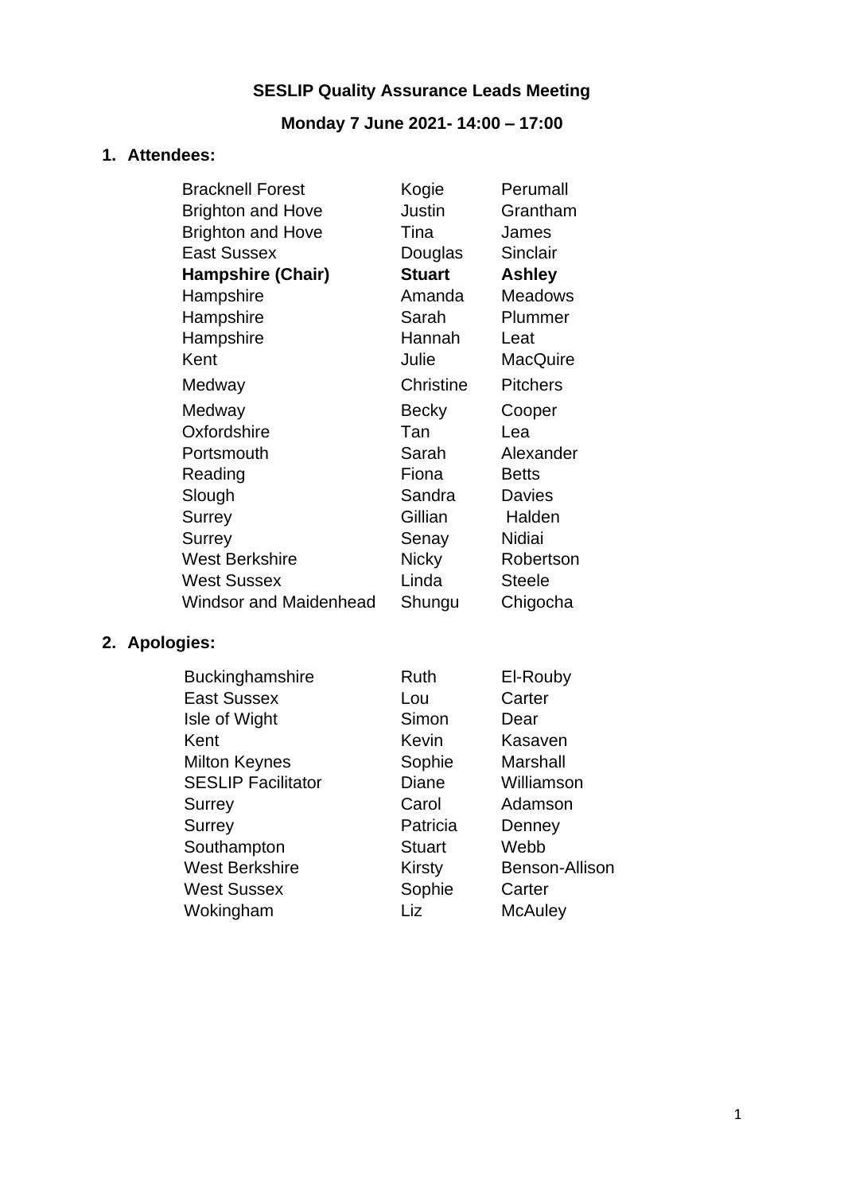**SESLIP Quality Assurance Leads Meeting**

**Monday 7 June 2021- 14:00 – 17:00**

## 1. Attendees:

| | | |
|---|---|---|
| Bracknell Forest | Kogie | Perumall |
| Brighton and Hove | Justin | Grantham |
| Brighton and Hove | Tina | James |
| East Sussex | Douglas | Sinclair |
| **Hampshire (Chair)** | **Stuart** | **Ashley** |
| Hampshire | Amanda | Meadows |
| Hampshire | Sarah | Plummer |
| Hampshire | Hannah | Leat |
| Kent | Julie | MacQuire |
| Medway | Christine | Pitchers |
| Medway | Becky | Cooper |
| Oxfordshire | Tan | Lea |
| Portsmouth | Sarah | Alexander |
| Reading | Fiona | Betts |
| Slough | Sandra | Davies |
| Surrey | Gillian | Halden |
| Surrey | Senay | Nidiai |
| West Berkshire | Nicky | Robertson |
| West Sussex | Linda | Steele |
| Windsor and Maidenhead | Shungu | Chigocha |

## 2. Apologies:

| | | |
|---|---|---|
| Buckinghamshire | Ruth | El-Rouby |
| East Sussex | Lou | Carter |
| Isle of Wight | Simon | Dear |
| Kent | Kevin | Kasaven |
| Milton Keynes | Sophie | Marshall |
| SESLIP Facilitator | Diane | Williamson |
| Surrey | Carol | Adamson |
| Surrey | Patricia | Denney |
| Southampton | Stuart | Webb |
| West Berkshire | Kirsty | Benson-Allison |
| West Sussex | Sophie | Carter |
| Wokingham | Liz | McAuley |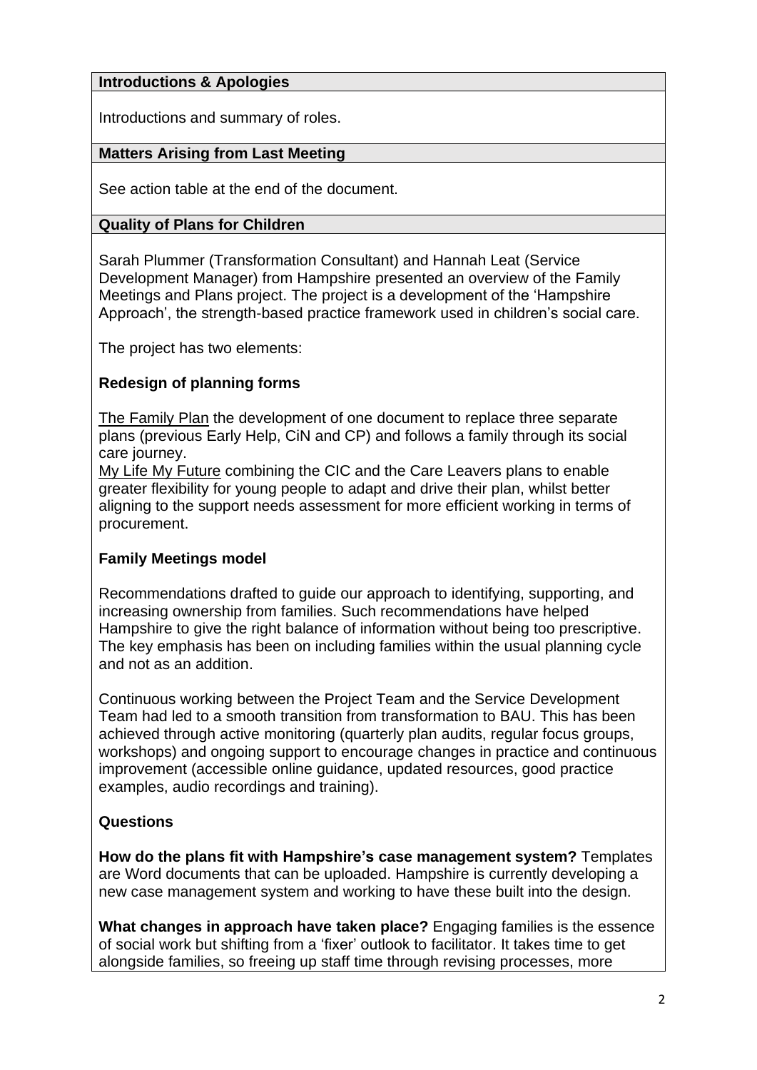## Introductions & Apologies

Introductions and summary of roles.

## Matters Arising from Last Meeting

See action table at the end of the document.

## Quality of Plans for Children

Sarah Plummer (Transformation Consultant) and Hannah Leat (Service Development Manager) from Hampshire presented an overview of the Family Meetings and Plans project. The project is a development of the 'Hampshire Approach', the strength-based practice framework used in children's social care.

The project has two elements:

### Redesign of planning forms

The Family Plan the development of one document to replace three separate plans (previous Early Help, CiN and CP) and follows a family through its social care journey.
My Life My Future combining the CIC and the Care Leavers plans to enable greater flexibility for young people to adapt and drive their plan, whilst better aligning to the support needs assessment for more efficient working in terms of procurement.

### Family Meetings model

Recommendations drafted to guide our approach to identifying, supporting, and increasing ownership from families. Such recommendations have helped Hampshire to give the right balance of information without being too prescriptive. The key emphasis has been on including families within the usual planning cycle and not as an addition.

Continuous working between the Project Team and the Service Development Team had led to a smooth transition from transformation to BAU. This has been achieved through active monitoring (quarterly plan audits, regular focus groups, workshops) and ongoing support to encourage changes in practice and continuous improvement (accessible online guidance, updated resources, good practice examples, audio recordings and training).

### Questions

**How do the plans fit with Hampshire's case management system?** Templates are Word documents that can be uploaded. Hampshire is currently developing a new case management system and working to have these built into the design.

**What changes in approach have taken place?** Engaging families is the essence of social work but shifting from a 'fixer' outlook to facilitator. It takes time to get alongside families, so freeing up staff time through revising processes, more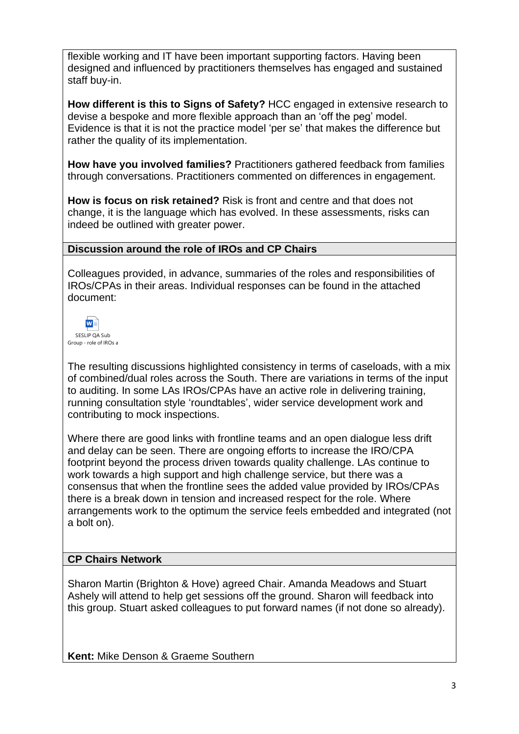flexible working and IT have been important supporting factors. Having been designed and influenced by practitioners themselves has engaged and sustained staff buy-in.

**How different is this to Signs of Safety?** HCC engaged in extensive research to devise a bespoke and more flexible approach than an 'off the peg' model. Evidence is that it is not the practice model 'per se' that makes the difference but rather the quality of its implementation.

**How have you involved families?** Practitioners gathered feedback from families through conversations. Practitioners commented on differences in engagement.

**How is focus on risk retained?** Risk is front and centre and that does not change, it is the language which has evolved. In these assessments, risks can indeed be outlined with greater power.

**Discussion around the role of IROs and CP Chairs**

Colleagues provided, in advance, summaries of the roles and responsibilities of IROs/CPAs in their areas. Individual responses can be found in the attached document:

SESLIP QA Sub Group - role of IROs a

The resulting discussions highlighted consistency in terms of caseloads, with a mix of combined/dual roles across the South. There are variations in terms of the input to auditing. In some LAs IROs/CPAs have an active role in delivering training, running consultation style 'roundtables', wider service development work and contributing to mock inspections.

Where there are good links with frontline teams and an open dialogue less drift and delay can be seen. There are ongoing efforts to increase the IRO/CPA footprint beyond the process driven towards quality challenge. LAs continue to work towards a high support and high challenge service, but there was a consensus that when the frontline sees the added value provided by IROs/CPAs there is a break down in tension and increased respect for the role. Where arrangements work to the optimum the service feels embedded and integrated (not a bolt on).

**CP Chairs Network**

Sharon Martin (Brighton & Hove) agreed Chair. Amanda Meadows and Stuart Ashely will attend to help get sessions off the ground. Sharon will feedback into this group. Stuart asked colleagues to put forward names (if not done so already).

**Kent:** Mike Denson & Graeme Southern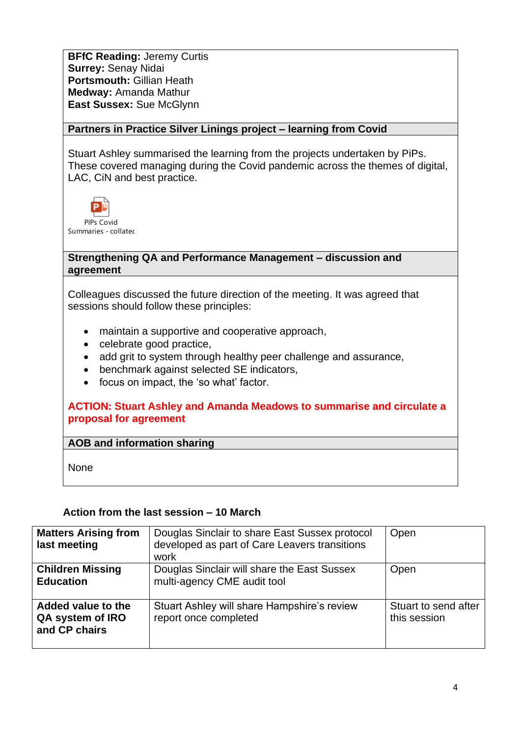**BFfC Reading:** Jeremy Curtis
**Surrey:** Senay Nidai
**Portsmouth:** Gillian Heath
**Medway:** Amanda Mathur
**East Sussex:** Sue McGlynn

**Partners in Practice Silver Linings project – learning from Covid**

Stuart Ashley summarised the learning from the projects undertaken by PiPs. These covered managing during the Covid pandemic across the themes of digital, LAC, CiN and best practice.

PIPs Covid Summaries - collatec

**Strengthening QA and Performance Management – discussion and agreement**

Colleagues discussed the future direction of the meeting. It was agreed that sessions should follow these principles:

- maintain a supportive and cooperative approach,
- celebrate good practice,
- add grit to system through healthy peer challenge and assurance,
- benchmark against selected SE indicators,
- focus on impact, the 'so what' factor.

**ACTION: Stuart Ashley and Amanda Meadows to summarise and circulate a proposal for agreement**

**AOB and information sharing**

None

**Action from the last session – 10 March**

| | | |
|---|---|---|
| **Matters Arising from last meeting** | Douglas Sinclair to share East Sussex protocol developed as part of Care Leavers transitions work | Open |
| **Children Missing Education** | Douglas Sinclair will share the East Sussex multi-agency CME audit tool | Open |
| **Added value to the QA system of IRO and CP chairs** | Stuart Ashley will share Hampshire's review report once completed | Stuart to send after this session |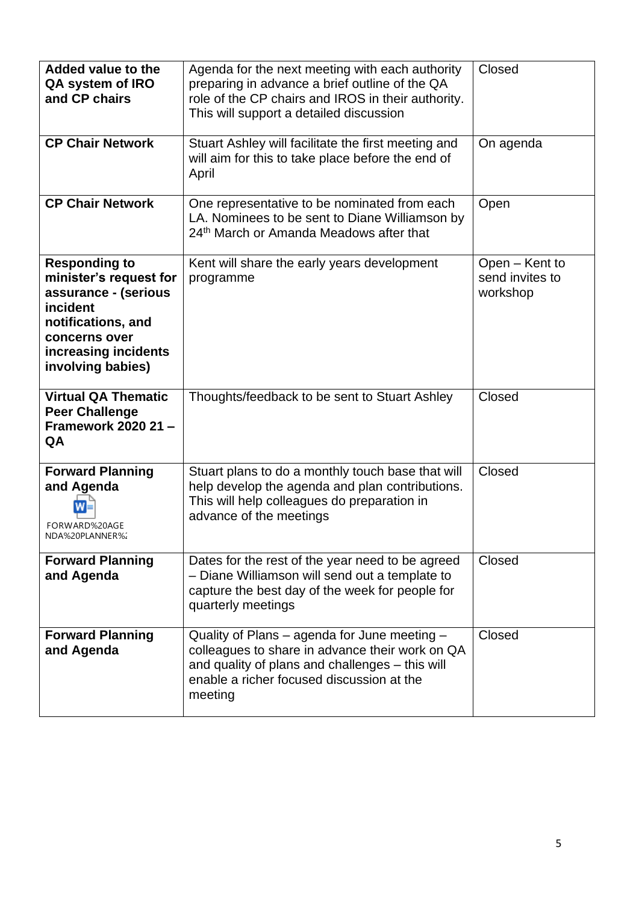| | | |
|---|---|---|
| **Added value to the QA system of IRO and CP chairs** | Agenda for the next meeting with each authority preparing in advance a brief outline of the QA role of the CP chairs and IROS in their authority. This will support a detailed discussion | Closed |
| **CP Chair Network** | Stuart Ashley will facilitate the first meeting and will aim for this to take place before the end of April | On agenda |
| **CP Chair Network** | One representative to be nominated from each LA. Nominees to be sent to Diane Williamson by 24th March or Amanda Meadows after that | Open |
| **Responding to minister's request for assurance - (serious incident notifications, and concerns over increasing incidents involving babies)** | Kent will share the early years development programme | Open – Kent to send invites to workshop |
| **Virtual QA Thematic Peer Challenge Framework 2020 21 – QA** | Thoughts/feedback to be sent to Stuart Ashley | Closed |
| **Forward Planning and Agenda** FORWARD%20AGENDA%20PLANNER%2 | Stuart plans to do a monthly touch base that will help develop the agenda and plan contributions. This will help colleagues do preparation in advance of the meetings | Closed |
| **Forward Planning and Agenda** | Dates for the rest of the year need to be agreed – Diane Williamson will send out a template to capture the best day of the week for people for quarterly meetings | Closed |
| **Forward Planning and Agenda** | Quality of Plans – agenda for June meeting – colleagues to share in advance their work on QA and quality of plans and challenges – this will enable a richer focused discussion at the meeting | Closed |